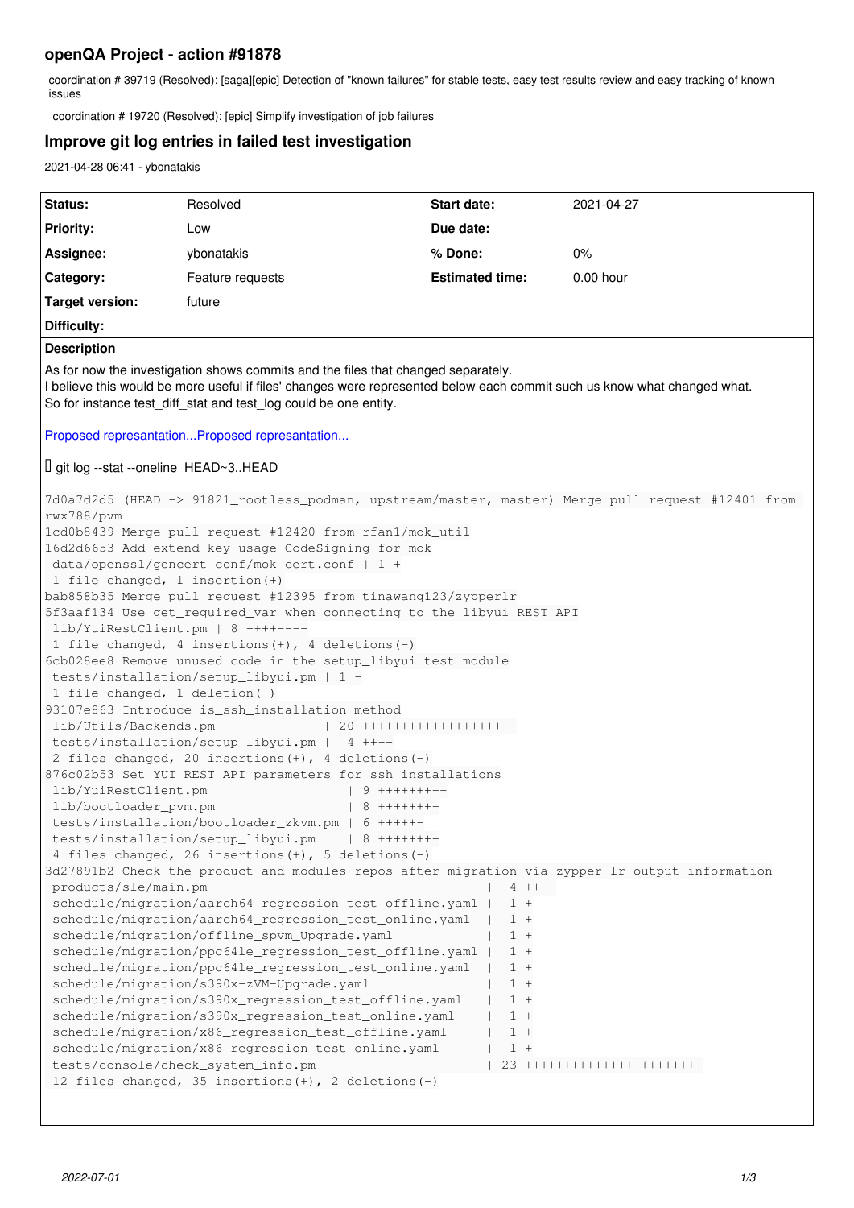# openQA Project - action #91878

coordination # 39719 (Resolved): [saga][epic] Detection of "known failures" for stable tests, easy test results review and easy tracking of known issues

coordination # 19720 (Resolved): [epic] Simplify investigation of job failures

## Improve git log entries in failed test investigation

2021-04-28 06:41 - ybonatakis

| Status: | Resolved | Start date: | 2021-04-27 |
|---|---|---|---|
| Priority: | Low | Due date: | |
| Assignee: | ybonatakis | % Done: | 0% |
| Category: | Feature requests | Estimated time: | 0.00 hour |
| Target version: | future | | |
| Difficulty: | | | |

**Description**

As for now the investigation shows commits and the files that changed separately.
I believe this would be more useful if files' changes were represented below each commit such us know what changed what.
So for instance test_diff_stat and test_log could be one entity.

Proposed represantation...Proposed represantation...

git log --stat --oneline HEAD~3..HEAD

```
7d0a7d2d5 (HEAD -> 91821_rootless_podman, upstream/master, master) Merge pull request #12401 from rwx788/pvm
1cd0b8439 Merge pull request #12420 from rfan1/mok_util
16d2d6653 Add extend key usage CodeSigning for mok
 data/openssl/gencert_conf/mok_cert.conf | 1 +
 1 file changed, 1 insertion(+)
bab858b35 Merge pull request #12395 from tinawang123/zypperlr
5f3aaf134 Use get_required_var when connecting to the libyui REST API
 lib/YuiRestClient.pm | 8 ++++----
 1 file changed, 4 insertions(+), 4 deletions(-)
6cb028ee8 Remove unused code in the setup_libyui test module
 tests/installation/setup_libyui.pm | 1 -
 1 file changed, 1 deletion(-)
93107e863 Introduce is_ssh_installation method
 lib/Utils/Backends.pm              | 20 ++++++++++++++++++--
 tests/installation/setup_libyui.pm |  4 ++--
 2 files changed, 20 insertions(+), 4 deletions(-)
876c02b53 Set YUI REST API parameters for ssh installations
 lib/YuiRestClient.pm                 | 9 +++++++--
 lib/bootloader_pvm.pm                | 8 +++++++-
 tests/installation/bootloader_zkvm.pm | 6 +++++-
 tests/installation/setup_libyui.pm   | 8 +++++++-
 4 files changed, 26 insertions(+), 5 deletions(-)
3d27891b2 Check the product and modules repos after migration via zypper lr output information
 products/sle/main.pm                                   |  4 ++--
 schedule/migration/aarch64_regression_test_offline.yaml |  1 +
 schedule/migration/aarch64_regression_test_online.yaml  |  1 +
 schedule/migration/offline_spvm_Upgrade.yaml            |  1 +
 schedule/migration/ppc64le_regression_test_offline.yaml |  1 +
 schedule/migration/ppc64le_regression_test_online.yaml  |  1 +
 schedule/migration/s390x-zVM-Upgrade.yaml               |  1 +
 schedule/migration/s390x_regression_test_offline.yaml   |  1 +
 schedule/migration/s390x_regression_test_online.yaml    |  1 +
 schedule/migration/x86_regression_test_offline.yaml     |  1 +
 schedule/migration/x86_regression_test_online.yaml      |  1 +
 tests/console/check_system_info.pm                     | 23 +++++++++++++++++++++++
 12 files changed, 35 insertions(+), 2 deletions(-)
```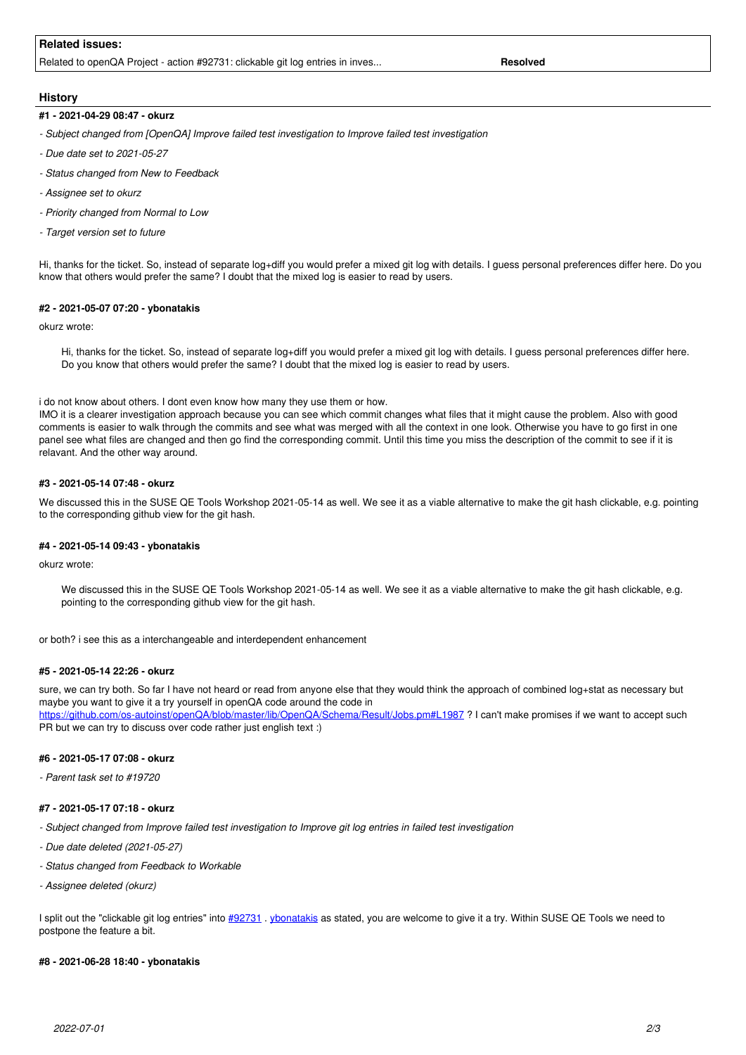**Related issues:**

| | |
|---|---|
| Related to openQA Project - action #92731: clickable git log entries in inves... | **Resolved** |

## History

### #1 - 2021-04-29 08:47 - okurz

- *Subject changed from [OpenQA] Improve failed test investigation to Improve failed test investigation*
- *Due date set to 2021-05-27*
- *Status changed from New to Feedback*
- *Assignee set to okurz*
- *Priority changed from Normal to Low*
- *Target version set to future*

Hi, thanks for the ticket. So, instead of separate log+diff you would prefer a mixed git log with details. I guess personal preferences differ here. Do you know that others would prefer the same? I doubt that the mixed log is easier to read by users.

### #2 - 2021-05-07 07:20 - ybonatakis

okurz wrote:

> Hi, thanks for the ticket. So, instead of separate log+diff you would prefer a mixed git log with details. I guess personal preferences differ here. Do you know that others would prefer the same? I doubt that the mixed log is easier to read by users.

i do not know about others. I dont even know how many they use them or how.
IMO it is a clearer investigation approach because you can see which commit changes what files that it might cause the problem. Also with good comments is easier to walk through the commits and see what was merged with all the context in one look. Otherwise you have to go first in one panel see what files are changed and then go find the corresponding commit. Until this time you miss the description of the commit to see if it is relavant. And the other way around.

### #3 - 2021-05-14 07:48 - okurz

We discussed this in the SUSE QE Tools Workshop 2021-05-14 as well. We see it as a viable alternative to make the git hash clickable, e.g. pointing to the corresponding github view for the git hash.

### #4 - 2021-05-14 09:43 - ybonatakis

okurz wrote:

> We discussed this in the SUSE QE Tools Workshop 2021-05-14 as well. We see it as a viable alternative to make the git hash clickable, e.g. pointing to the corresponding github view for the git hash.

or both? i see this as a interchangeable and interdependent enhancement

### #5 - 2021-05-14 22:26 - okurz

sure, we can try both. So far I have not heard or read from anyone else that they would think the approach of combined log+stat as necessary but maybe you want to give it a try yourself in openQA code around the code in
https://github.com/os-autoinst/openQA/blob/master/lib/OpenQA/Schema/Result/Jobs.pm#L1987 ? I can't make promises if we want to accept such PR but we can try to discuss over code rather just english text :)

### #6 - 2021-05-17 07:08 - okurz

- *Parent task set to #19720*

### #7 - 2021-05-17 07:18 - okurz

- *Subject changed from Improve failed test investigation to Improve git log entries in failed test investigation*
- *Due date deleted (2021-05-27)*
- *Status changed from Feedback to Workable*
- *Assignee deleted (okurz)*

I split out the "clickable git log entries" into #92731 . ybonatakis as stated, you are welcome to give it a try. Within SUSE QE Tools we need to postpone the feature a bit.

### #8 - 2021-06-28 18:40 - ybonatakis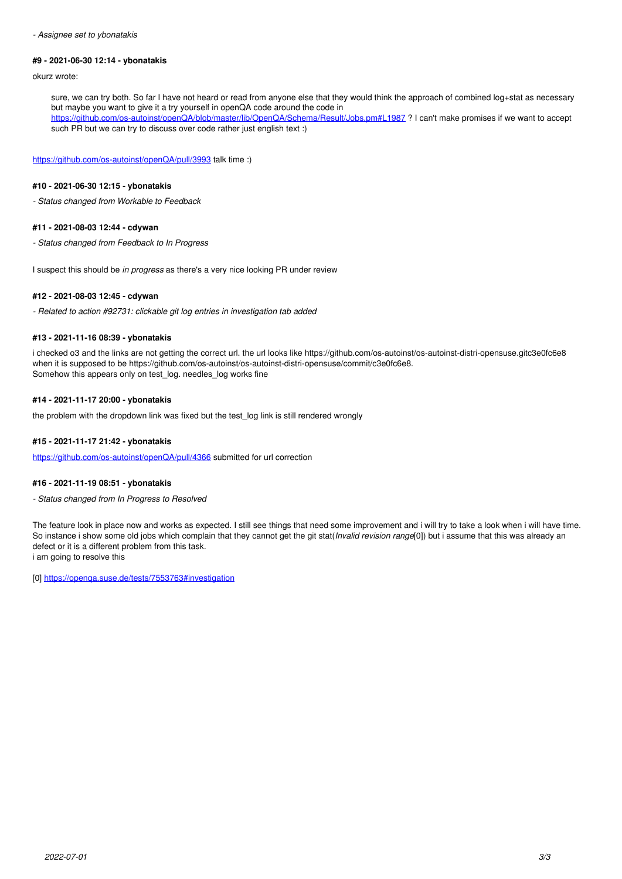*- Assignee set to ybonatakis*

#### #9 - 2021-06-30 12:14 - ybonatakis

okurz wrote:

> sure, we can try both. So far I have not heard or read from anyone else that they would think the approach of combined log+stat as necessary but maybe you want to give it a try yourself in openQA code around the code in https://github.com/os-autoinst/openQA/blob/master/lib/OpenQA/Schema/Result/Jobs.pm#L1987 ? I can't make promises if we want to accept such PR but we can try to discuss over code rather just english text :)

https://github.com/os-autoinst/openQA/pull/3993 talk time :)

#### #10 - 2021-06-30 12:15 - ybonatakis

*- Status changed from Workable to Feedback*

#### #11 - 2021-08-03 12:44 - cdywan

*- Status changed from Feedback to In Progress*

I suspect this should be *in progress* as there's a very nice looking PR under review

#### #12 - 2021-08-03 12:45 - cdywan

*- Related to action #92731: clickable git log entries in investigation tab added*

#### #13 - 2021-11-16 08:39 - ybonatakis

i checked o3 and the links are not getting the correct url. the url looks like https://github.com/os-autoinst/os-autoinst-distri-opensuse.gitc3e0fc6e8 when it is supposed to be https://github.com/os-autoinst/os-autoinst-distri-opensuse/commit/c3e0fc6e8.
Somehow this appears only on test_log. needles_log works fine

#### #14 - 2021-11-17 20:00 - ybonatakis

the problem with the dropdown link was fixed but the test_log link is still rendered wrongly

#### #15 - 2021-11-17 21:42 - ybonatakis

https://github.com/os-autoinst/openQA/pull/4366 submitted for url correction

#### #16 - 2021-11-19 08:51 - ybonatakis

*- Status changed from In Progress to Resolved*

The feature look in place now and works as expected. I still see things that need some improvement and i will try to take a look when i will have time. So instance i show some old jobs which complain that they cannot get the git stat(*Invalid revision range*[0]) but i assume that this was already an defect or it is a different problem from this task.
i am going to resolve this

[0] https://openqa.suse.de/tests/7553763#investigation